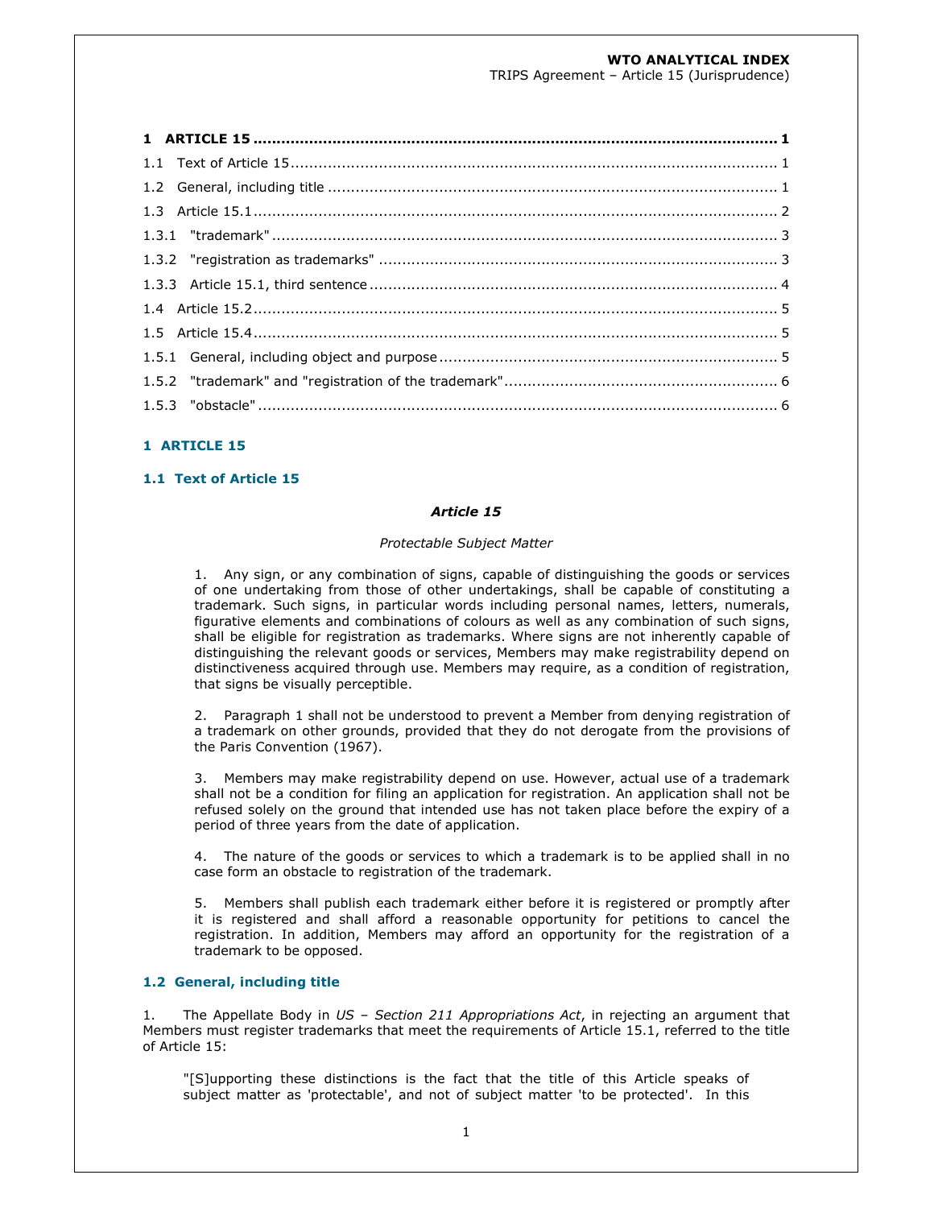| | |
|---|---|
| **1 ARTICLE 15** | **1** |
| 1.1 Text of Article 15 | 1 |
| 1.2 General, including title | 1 |
| 1.3 Article 15.1 | 2 |
| 1.3.1 "trademark" | 3 |
| 1.3.2 "registration as trademarks" | 3 |
| 1.3.3 Article 15.1, third sentence | 4 |
| 1.4 Article 15.2 | 5 |
| 1.5 Article 15.4 | 5 |
| 1.5.1 General, including object and purpose | 5 |
| 1.5.2 "trademark" and "registration of the trademark" | 6 |
| 1.5.3 "obstacle" | 6 |

# 1 ARTICLE 15

## 1.1 Text of Article 15

***Article 15***

*Protectable Subject Matter*

> 1. Any sign, or any combination of signs, capable of distinguishing the goods or services of one undertaking from those of other undertakings, shall be capable of constituting a trademark. Such signs, in particular words including personal names, letters, numerals, figurative elements and combinations of colours as well as any combination of such signs, shall be eligible for registration as trademarks. Where signs are not inherently capable of distinguishing the relevant goods or services, Members may make registrability depend on distinctiveness acquired through use. Members may require, as a condition of registration, that signs be visually perceptible.
>
> 2. Paragraph 1 shall not be understood to prevent a Member from denying registration of a trademark on other grounds, provided that they do not derogate from the provisions of the Paris Convention (1967).
>
> 3. Members may make registrability depend on use. However, actual use of a trademark shall not be a condition for filing an application for registration. An application shall not be refused solely on the ground that intended use has not taken place before the expiry of a period of three years from the date of application.
>
> 4. The nature of the goods or services to which a trademark is to be applied shall in no case form an obstacle to registration of the trademark.
>
> 5. Members shall publish each trademark either before it is registered or promptly after it is registered and shall afford a reasonable opportunity for petitions to cancel the registration. In addition, Members may afford an opportunity for the registration of a trademark to be opposed.

## 1.2 General, including title

1. The Appellate Body in *US – Section 211 Appropriations Act*, in rejecting an argument that Members must register trademarks that meet the requirements of Article 15.1, referred to the title of Article 15:

> "[S]upporting these distinctions is the fact that the title of this Article speaks of subject matter as 'protectable', and not of subject matter 'to be protected'. In this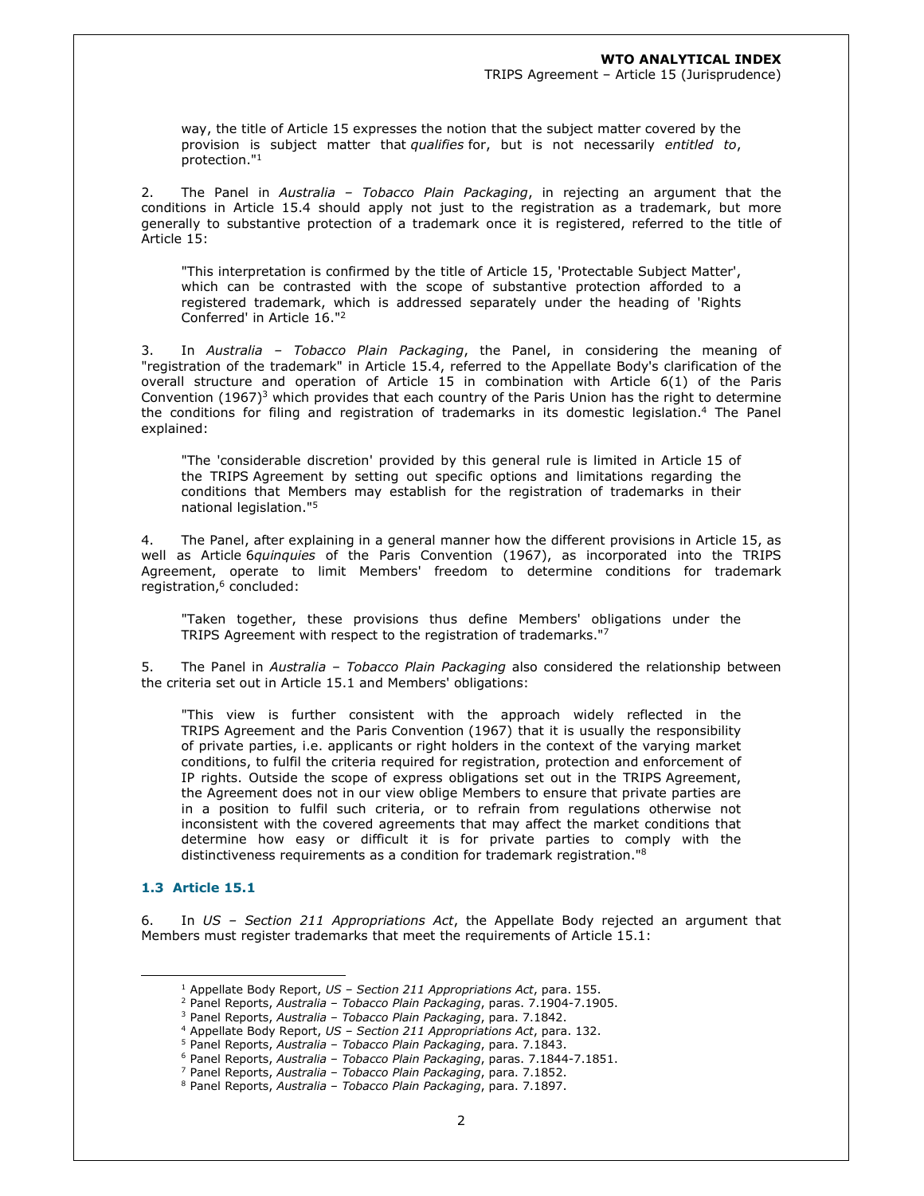way, the title of Article 15 expresses the notion that the subject matter covered by the provision is subject matter that *qualifies* for, but is not necessarily *entitled to*, protection."[1]

2. The Panel in *Australia – Tobacco Plain Packaging*, in rejecting an argument that the conditions in Article 15.4 should apply not just to the registration as a trademark, but more generally to substantive protection of a trademark once it is registered, referred to the title of Article 15:

> "This interpretation is confirmed by the title of Article 15, 'Protectable Subject Matter', which can be contrasted with the scope of substantive protection afforded to a registered trademark, which is addressed separately under the heading of 'Rights Conferred' in Article 16."[2]

3. In *Australia – Tobacco Plain Packaging*, the Panel, in considering the meaning of "registration of the trademark" in Article 15.4, referred to the Appellate Body's clarification of the overall structure and operation of Article 15 in combination with Article 6(1) of the Paris Convention (1967)[3] which provides that each country of the Paris Union has the right to determine the conditions for filing and registration of trademarks in its domestic legislation.[4] The Panel explained:

> "The 'considerable discretion' provided by this general rule is limited in Article 15 of the TRIPS Agreement by setting out specific options and limitations regarding the conditions that Members may establish for the registration of trademarks in their national legislation."[5]

4. The Panel, after explaining in a general manner how the different provisions in Article 15, as well as Article 6*quinquies* of the Paris Convention (1967), as incorporated into the TRIPS Agreement, operate to limit Members' freedom to determine conditions for trademark registration,[6] concluded:

> "Taken together, these provisions thus define Members' obligations under the TRIPS Agreement with respect to the registration of trademarks."[7]

5. The Panel in *Australia – Tobacco Plain Packaging* also considered the relationship between the criteria set out in Article 15.1 and Members' obligations:

> "This view is further consistent with the approach widely reflected in the TRIPS Agreement and the Paris Convention (1967) that it is usually the responsibility of private parties, i.e. applicants or right holders in the context of the varying market conditions, to fulfil the criteria required for registration, protection and enforcement of IP rights. Outside the scope of express obligations set out in the TRIPS Agreement, the Agreement does not in our view oblige Members to ensure that private parties are in a position to fulfil such criteria, or to refrain from regulations otherwise not inconsistent with the covered agreements that may affect the market conditions that determine how easy or difficult it is for private parties to comply with the distinctiveness requirements as a condition for trademark registration."[8]

### 1.3 Article 15.1

6. In *US – Section 211 Appropriations Act*, the Appellate Body rejected an argument that Members must register trademarks that meet the requirements of Article 15.1:

---

[1] Appellate Body Report, *US – Section 211 Appropriations Act*, para. 155.
[2] Panel Reports, *Australia – Tobacco Plain Packaging*, paras. 7.1904-7.1905.
[3] Panel Reports, *Australia – Tobacco Plain Packaging*, para. 7.1842.
[4] Appellate Body Report, *US – Section 211 Appropriations Act*, para. 132.
[5] Panel Reports, *Australia – Tobacco Plain Packaging*, para. 7.1843.
[6] Panel Reports, *Australia – Tobacco Plain Packaging*, paras. 7.1844-7.1851.
[7] Panel Reports, *Australia – Tobacco Plain Packaging*, para. 7.1852.
[8] Panel Reports, *Australia – Tobacco Plain Packaging*, para. 7.1897.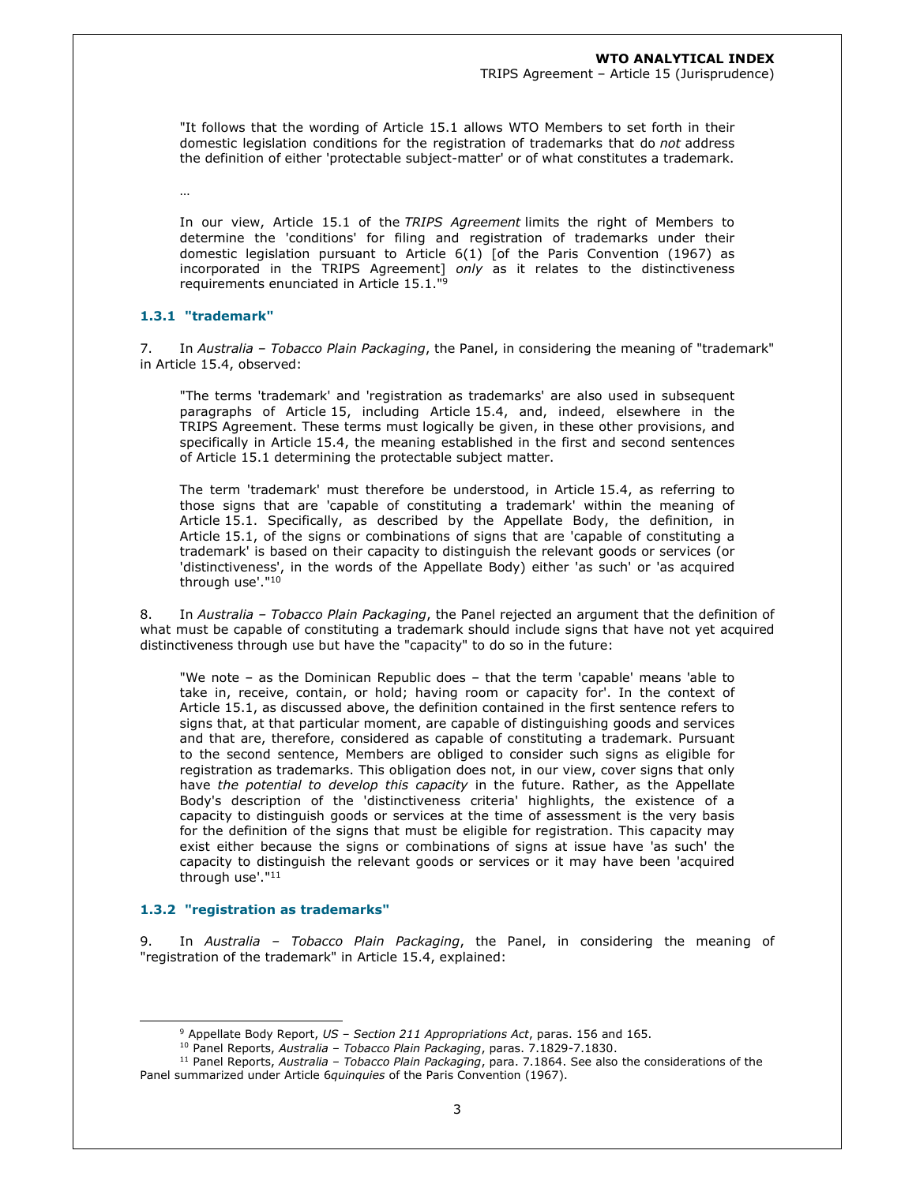"It follows that the wording of Article 15.1 allows WTO Members to set forth in their domestic legislation conditions for the registration of trademarks that do *not* address the definition of either 'protectable subject-matter' or of what constitutes a trademark.

…

In our view, Article 15.1 of the *TRIPS Agreement* limits the right of Members to determine the 'conditions' for filing and registration of trademarks under their domestic legislation pursuant to Article 6(1) [of the Paris Convention (1967) as incorporated in the TRIPS Agreement] *only* as it relates to the distinctiveness requirements enunciated in Article 15.1."[9]

#### 1.3.1 "trademark"

7. In *Australia – Tobacco Plain Packaging*, the Panel, in considering the meaning of "trademark" in Article 15.4, observed:

"The terms 'trademark' and 'registration as trademarks' are also used in subsequent paragraphs of Article 15, including Article 15.4, and, indeed, elsewhere in the TRIPS Agreement. These terms must logically be given, in these other provisions, and specifically in Article 15.4, the meaning established in the first and second sentences of Article 15.1 determining the protectable subject matter.

The term 'trademark' must therefore be understood, in Article 15.4, as referring to those signs that are 'capable of constituting a trademark' within the meaning of Article 15.1. Specifically, as described by the Appellate Body, the definition, in Article 15.1, of the signs or combinations of signs that are 'capable of constituting a trademark' is based on their capacity to distinguish the relevant goods or services (or 'distinctiveness', in the words of the Appellate Body) either 'as such' or 'as acquired through use'."[10]

8. In *Australia – Tobacco Plain Packaging*, the Panel rejected an argument that the definition of what must be capable of constituting a trademark should include signs that have not yet acquired distinctiveness through use but have the "capacity" to do so in the future:

"We note – as the Dominican Republic does – that the term 'capable' means 'able to take in, receive, contain, or hold; having room or capacity for'. In the context of Article 15.1, as discussed above, the definition contained in the first sentence refers to signs that, at that particular moment, are capable of distinguishing goods and services and that are, therefore, considered as capable of constituting a trademark. Pursuant to the second sentence, Members are obliged to consider such signs as eligible for registration as trademarks. This obligation does not, in our view, cover signs that only have *the potential to develop this capacity* in the future. Rather, as the Appellate Body's description of the 'distinctiveness criteria' highlights, the existence of a capacity to distinguish goods or services at the time of assessment is the very basis for the definition of the signs that must be eligible for registration. This capacity may exist either because the signs or combinations of signs at issue have 'as such' the capacity to distinguish the relevant goods or services or it may have been 'acquired through use'."[11]

#### 1.3.2 "registration as trademarks"

9. In *Australia – Tobacco Plain Packaging*, the Panel, in considering the meaning of "registration of the trademark" in Article 15.4, explained:

---

[9] Appellate Body Report, *US – Section 211 Appropriations Act*, paras. 156 and 165.

[10] Panel Reports, *Australia – Tobacco Plain Packaging*, paras. 7.1829-7.1830.

[11] Panel Reports, *Australia – Tobacco Plain Packaging*, para. 7.1864. See also the considerations of the Panel summarized under Article 6*quinquies* of the Paris Convention (1967).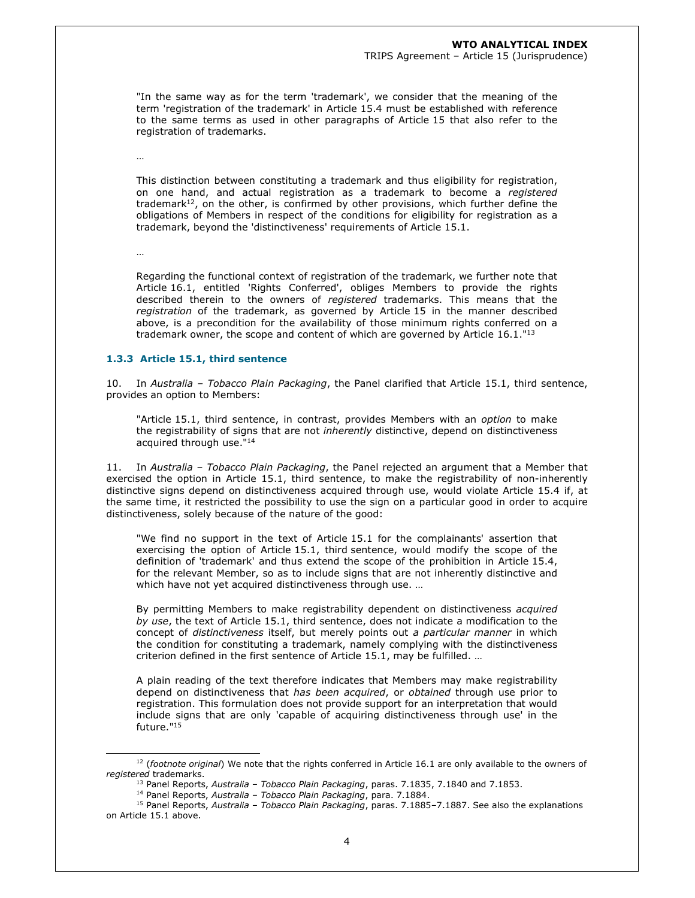"In the same way as for the term 'trademark', we consider that the meaning of the term 'registration of the trademark' in Article 15.4 must be established with reference to the same terms as used in other paragraphs of Article 15 that also refer to the registration of trademarks.

…

This distinction between constituting a trademark and thus eligibility for registration, on one hand, and actual registration as a trademark to become a *registered* trademark[12], on the other, is confirmed by other provisions, which further define the obligations of Members in respect of the conditions for eligibility for registration as a trademark, beyond the 'distinctiveness' requirements of Article 15.1.

…

Regarding the functional context of registration of the trademark, we further note that Article 16.1, entitled 'Rights Conferred', obliges Members to provide the rights described therein to the owners of *registered* trademarks. This means that the *registration* of the trademark, as governed by Article 15 in the manner described above, is a precondition for the availability of those minimum rights conferred on a trademark owner, the scope and content of which are governed by Article 16.1."[13]

### 1.3.3 Article 15.1, third sentence

10. In *Australia – Tobacco Plain Packaging*, the Panel clarified that Article 15.1, third sentence, provides an option to Members:

> "Article 15.1, third sentence, in contrast, provides Members with an *option* to make the registrability of signs that are not *inherently* distinctive, depend on distinctiveness acquired through use."[14]

11. In *Australia – Tobacco Plain Packaging*, the Panel rejected an argument that a Member that exercised the option in Article 15.1, third sentence, to make the registrability of non-inherently distinctive signs depend on distinctiveness acquired through use, would violate Article 15.4 if, at the same time, it restricted the possibility to use the sign on a particular good in order to acquire distinctiveness, solely because of the nature of the good:

> "We find no support in the text of Article 15.1 for the complainants' assertion that exercising the option of Article 15.1, third sentence, would modify the scope of the definition of 'trademark' and thus extend the scope of the prohibition in Article 15.4, for the relevant Member, so as to include signs that are not inherently distinctive and which have not yet acquired distinctiveness through use. …
>
> By permitting Members to make registrability dependent on distinctiveness *acquired by use*, the text of Article 15.1, third sentence, does not indicate a modification to the concept of *distinctiveness* itself, but merely points out *a particular manner* in which the condition for constituting a trademark, namely complying with the distinctiveness criterion defined in the first sentence of Article 15.1, may be fulfilled. …
>
> A plain reading of the text therefore indicates that Members may make registrability depend on distinctiveness that *has been acquired*, or *obtained* through use prior to registration. This formulation does not provide support for an interpretation that would include signs that are only 'capable of acquiring distinctiveness through use' in the future."[15]

---

[12] (*footnote original*) We note that the rights conferred in Article 16.1 are only available to the owners of *registered* trademarks.

[13] Panel Reports, *Australia – Tobacco Plain Packaging*, paras. 7.1835, 7.1840 and 7.1853.

[14] Panel Reports, *Australia – Tobacco Plain Packaging*, para. 7.1884.

[15] Panel Reports, *Australia – Tobacco Plain Packaging*, paras. 7.1885–7.1887. See also the explanations on Article 15.1 above.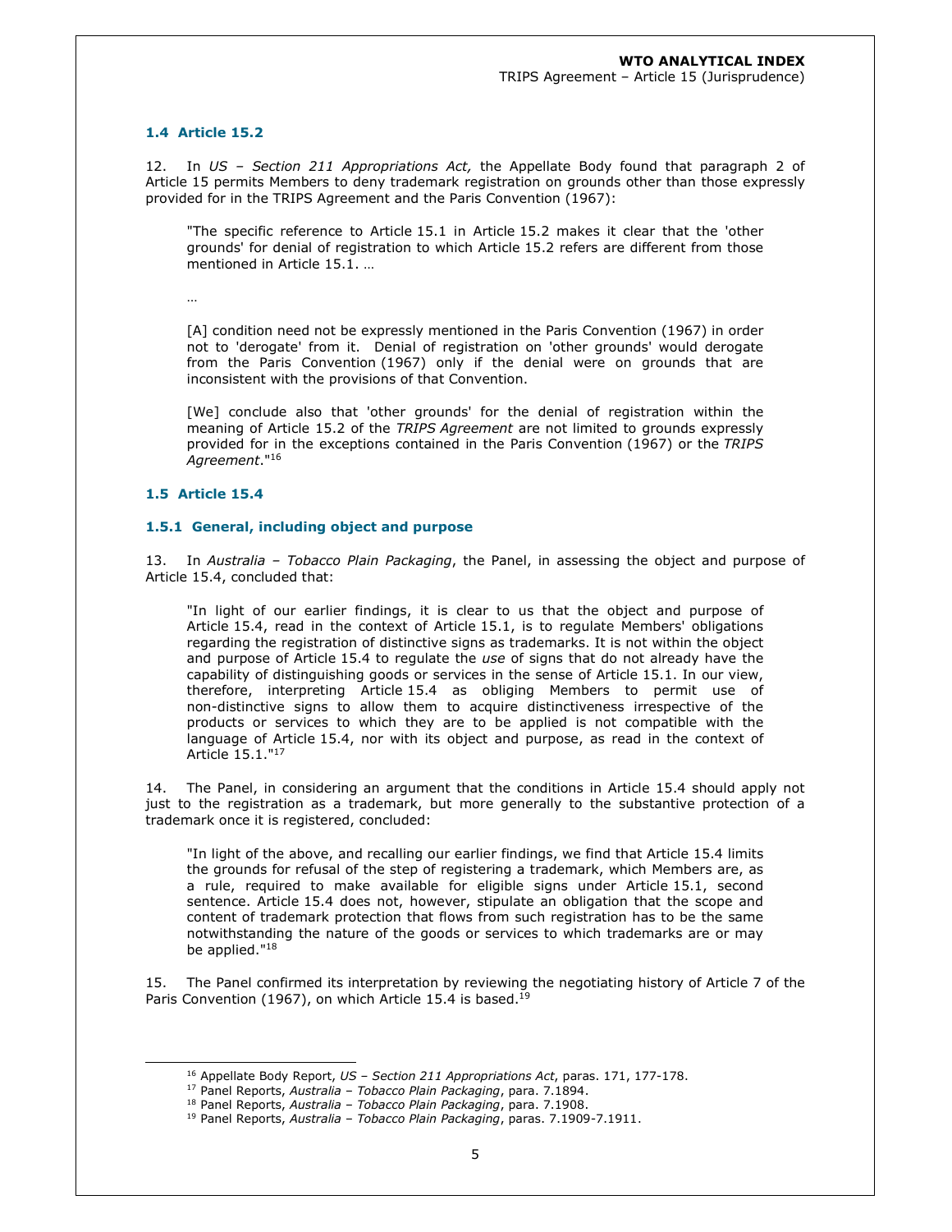### 1.4 Article 15.2

12. In *US – Section 211 Appropriations Act,* the Appellate Body found that paragraph 2 of Article 15 permits Members to deny trademark registration on grounds other than those expressly provided for in the TRIPS Agreement and the Paris Convention (1967):

> "The specific reference to Article 15.1 in Article 15.2 makes it clear that the 'other grounds' for denial of registration to which Article 15.2 refers are different from those mentioned in Article 15.1. …
>
> …
>
> [A] condition need not be expressly mentioned in the Paris Convention (1967) in order not to 'derogate' from it. Denial of registration on 'other grounds' would derogate from the Paris Convention (1967) only if the denial were on grounds that are inconsistent with the provisions of that Convention.
>
> [We] conclude also that 'other grounds' for the denial of registration within the meaning of Article 15.2 of the *TRIPS Agreement* are not limited to grounds expressly provided for in the exceptions contained in the Paris Convention (1967) or the *TRIPS Agreement*."[16]

### 1.5 Article 15.4

#### 1.5.1 General, including object and purpose

13. In *Australia – Tobacco Plain Packaging*, the Panel, in assessing the object and purpose of Article 15.4, concluded that:

> "In light of our earlier findings, it is clear to us that the object and purpose of Article 15.4, read in the context of Article 15.1, is to regulate Members' obligations regarding the registration of distinctive signs as trademarks. It is not within the object and purpose of Article 15.4 to regulate the *use* of signs that do not already have the capability of distinguishing goods or services in the sense of Article 15.1. In our view, therefore, interpreting Article 15.4 as obliging Members to permit use of non-distinctive signs to allow them to acquire distinctiveness irrespective of the products or services to which they are to be applied is not compatible with the language of Article 15.4, nor with its object and purpose, as read in the context of Article 15.1."[17]

14. The Panel, in considering an argument that the conditions in Article 15.4 should apply not just to the registration as a trademark, but more generally to the substantive protection of a trademark once it is registered, concluded:

> "In light of the above, and recalling our earlier findings, we find that Article 15.4 limits the grounds for refusal of the step of registering a trademark, which Members are, as a rule, required to make available for eligible signs under Article 15.1, second sentence. Article 15.4 does not, however, stipulate an obligation that the scope and content of trademark protection that flows from such registration has to be the same notwithstanding the nature of the goods or services to which trademarks are or may be applied."[18]

15. The Panel confirmed its interpretation by reviewing the negotiating history of Article 7 of the Paris Convention (1967), on which Article 15.4 is based.[19]

---

[16] Appellate Body Report, *US – Section 211 Appropriations Act*, paras. 171, 177-178.
[17] Panel Reports, *Australia – Tobacco Plain Packaging*, para. 7.1894.
[18] Panel Reports, *Australia – Tobacco Plain Packaging*, para. 7.1908.
[19] Panel Reports, *Australia – Tobacco Plain Packaging*, paras. 7.1909-7.1911.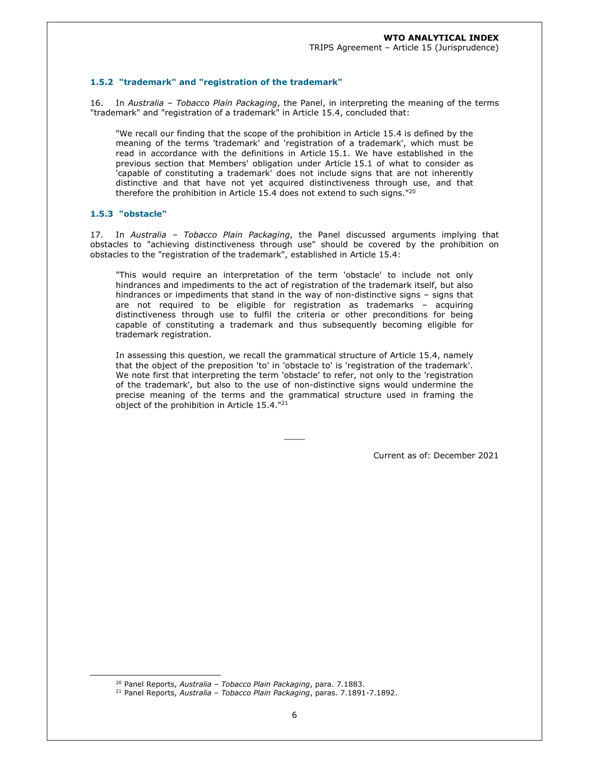### 1.5.2 "trademark" and "registration of the trademark"

16. In *Australia – Tobacco Plain Packaging*, the Panel, in interpreting the meaning of the terms "trademark" and "registration of a trademark" in Article 15.4, concluded that:

> "We recall our finding that the scope of the prohibition in Article 15.4 is defined by the meaning of the terms 'trademark' and 'registration of a trademark', which must be read in accordance with the definitions in Article 15.1. We have established in the previous section that Members' obligation under Article 15.1 of what to consider as 'capable of constituting a trademark' does not include signs that are not inherently distinctive and that have not yet acquired distinctiveness through use, and that therefore the prohibition in Article 15.4 does not extend to such signs."[20]

### 1.5.3 "obstacle"

17. In *Australia – Tobacco Plain Packaging*, the Panel discussed arguments implying that obstacles to "achieving distinctiveness through use" should be covered by the prohibition on obstacles to the "registration of the trademark", established in Article 15.4:

> "This would require an interpretation of the term 'obstacle' to include not only hindrances and impediments to the act of registration of the trademark itself, but also hindrances or impediments that stand in the way of non-distinctive signs – signs that are not required to be eligible for registration as trademarks – acquiring distinctiveness through use to fulfil the criteria or other preconditions for being capable of constituting a trademark and thus subsequently becoming eligible for trademark registration.
>
> In assessing this question, we recall the grammatical structure of Article 15.4, namely that the object of the preposition 'to' in 'obstacle to' is 'registration of the trademark'. We note first that interpreting the term 'obstacle' to refer, not only to the 'registration of the trademark', but also to the use of non-distinctive signs would undermine the precise meaning of the terms and the grammatical structure used in framing the object of the prohibition in Article 15.4."[21]

____

Current as of: December 2021

---

[20] Panel Reports, *Australia – Tobacco Plain Packaging*, para. 7.1883.

[21] Panel Reports, *Australia – Tobacco Plain Packaging*, paras. 7.1891-7.1892.